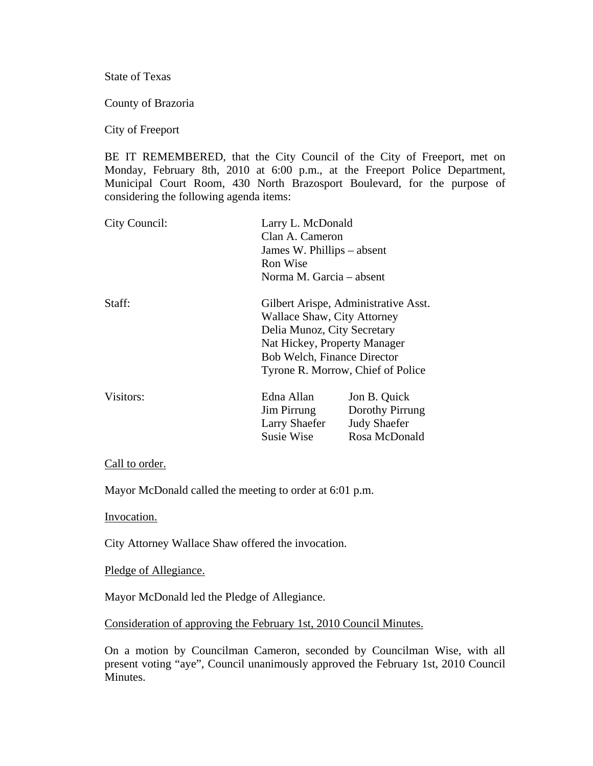State of Texas

County of Brazoria

City of Freeport

BE IT REMEMBERED, that the City Council of the City of Freeport, met on Monday, February 8th, 2010 at 6:00 p.m., at the Freeport Police Department, Municipal Court Room, 430 North Brazosport Boulevard, for the purpose of considering the following agenda items:

City Council: Larry L. McDonald
Clan A. Cameron
James W. Phillips – absent
Ron Wise
Norma M. Garcia – absent

Staff: Gilbert Arispe, Administrative Asst.
Wallace Shaw, City Attorney
Delia Munoz, City Secretary
Nat Hickey, Property Manager
Bob Welch, Finance Director
Tyrone R. Morrow, Chief of Police

Visitors: Edna Allan, Jon B. Quick
Jim Pirrung, Dorothy Pirrung
Larry Shaefer, Judy Shaefer
Susie Wise, Rosa McDonald

Call to order.

Mayor McDonald called the meeting to order at 6:01 p.m.

Invocation.

City Attorney Wallace Shaw offered the invocation.

Pledge of Allegiance.

Mayor McDonald led the Pledge of Allegiance.

Consideration of approving the February 1st, 2010 Council Minutes.

On a motion by Councilman Cameron, seconded by Councilman Wise, with all present voting "aye", Council unanimously approved the February 1st, 2010 Council Minutes.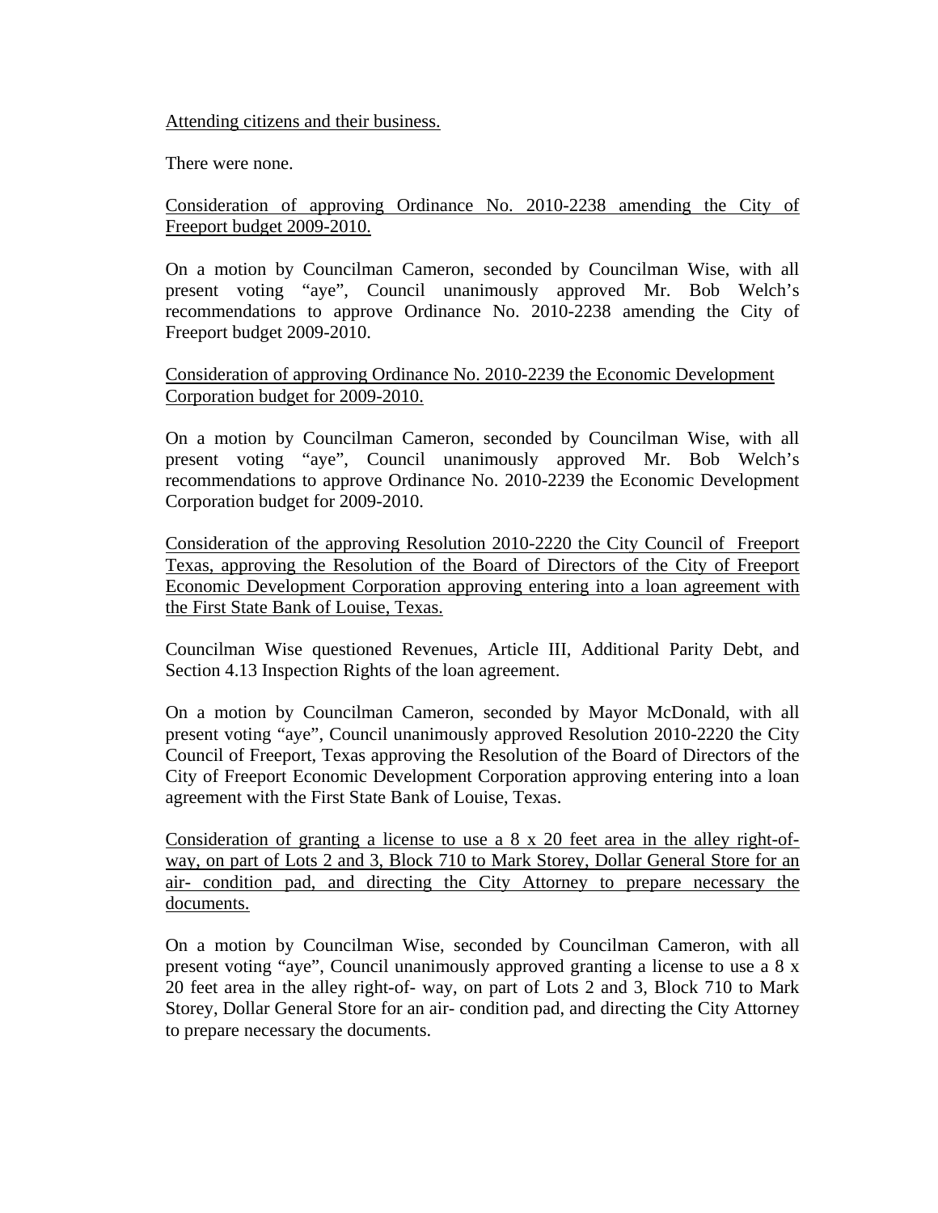Attending citizens and their business.

There were none.

Consideration of approving Ordinance No. 2010-2238 amending the City of Freeport budget 2009-2010.

On a motion by Councilman Cameron, seconded by Councilman Wise, with all present voting "aye", Council unanimously approved Mr. Bob Welch's recommendations to approve Ordinance No. 2010-2238 amending the City of Freeport budget 2009-2010.

Consideration of approving Ordinance No. 2010-2239 the Economic Development Corporation budget for 2009-2010.

On a motion by Councilman Cameron, seconded by Councilman Wise, with all present voting "aye", Council unanimously approved Mr. Bob Welch's recommendations to approve Ordinance No. 2010-2239 the Economic Development Corporation budget for 2009-2010.

Consideration of the approving Resolution 2010-2220 the City Council of Freeport Texas, approving the Resolution of the Board of Directors of the City of Freeport Economic Development Corporation approving entering into a loan agreement with the First State Bank of Louise, Texas.

Councilman Wise questioned Revenues, Article III, Additional Parity Debt, and Section 4.13 Inspection Rights of the loan agreement.

On a motion by Councilman Cameron, seconded by Mayor McDonald, with all present voting "aye", Council unanimously approved Resolution 2010-2220 the City Council of Freeport, Texas approving the Resolution of the Board of Directors of the City of Freeport Economic Development Corporation approving entering into a loan agreement with the First State Bank of Louise, Texas.

Consideration of granting a license to use a 8 x 20 feet area in the alley right-of-way, on part of Lots 2 and 3, Block 710 to Mark Storey, Dollar General Store for an air- condition pad, and directing the City Attorney to prepare necessary the documents.

On a motion by Councilman Wise, seconded by Councilman Cameron, with all present voting "aye", Council unanimously approved granting a license to use a 8 x 20 feet area in the alley right-of- way, on part of Lots 2 and 3, Block 710 to Mark Storey, Dollar General Store for an air- condition pad, and directing the City Attorney to prepare necessary the documents.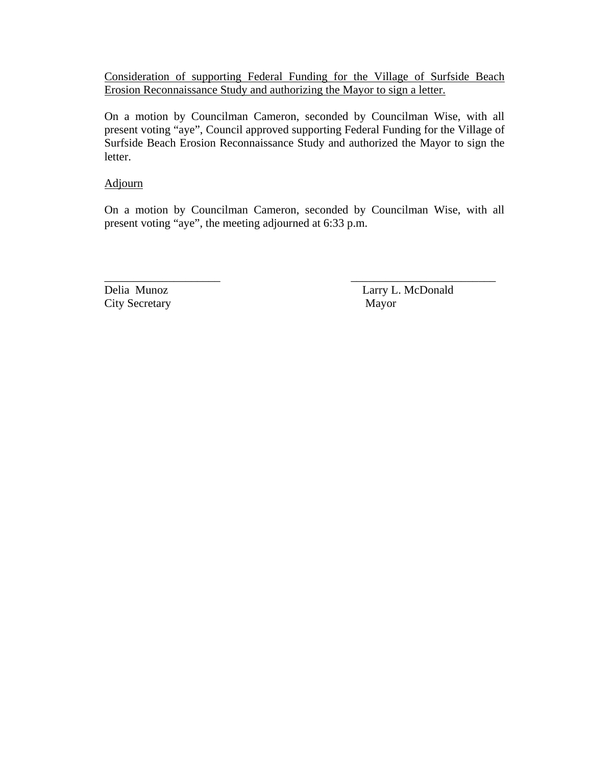Consideration of supporting Federal Funding for the Village of Surfside Beach Erosion Reconnaissance Study and authorizing the Mayor to sign a letter.

On a motion by Councilman Cameron, seconded by Councilman Wise, with all present voting "aye", Council approved supporting Federal Funding for the Village of Surfside Beach Erosion Reconnaissance Study and authorized the Mayor to sign the letter.

Adjourn

On a motion by Councilman Cameron, seconded by Councilman Wise, with all present voting "aye", the meeting adjourned at 6:33 p.m.

| | |
|---|---|
| ____________________ | _________________________ |
| Delia Munoz | Larry L. McDonald |
| City Secretary | Mayor |